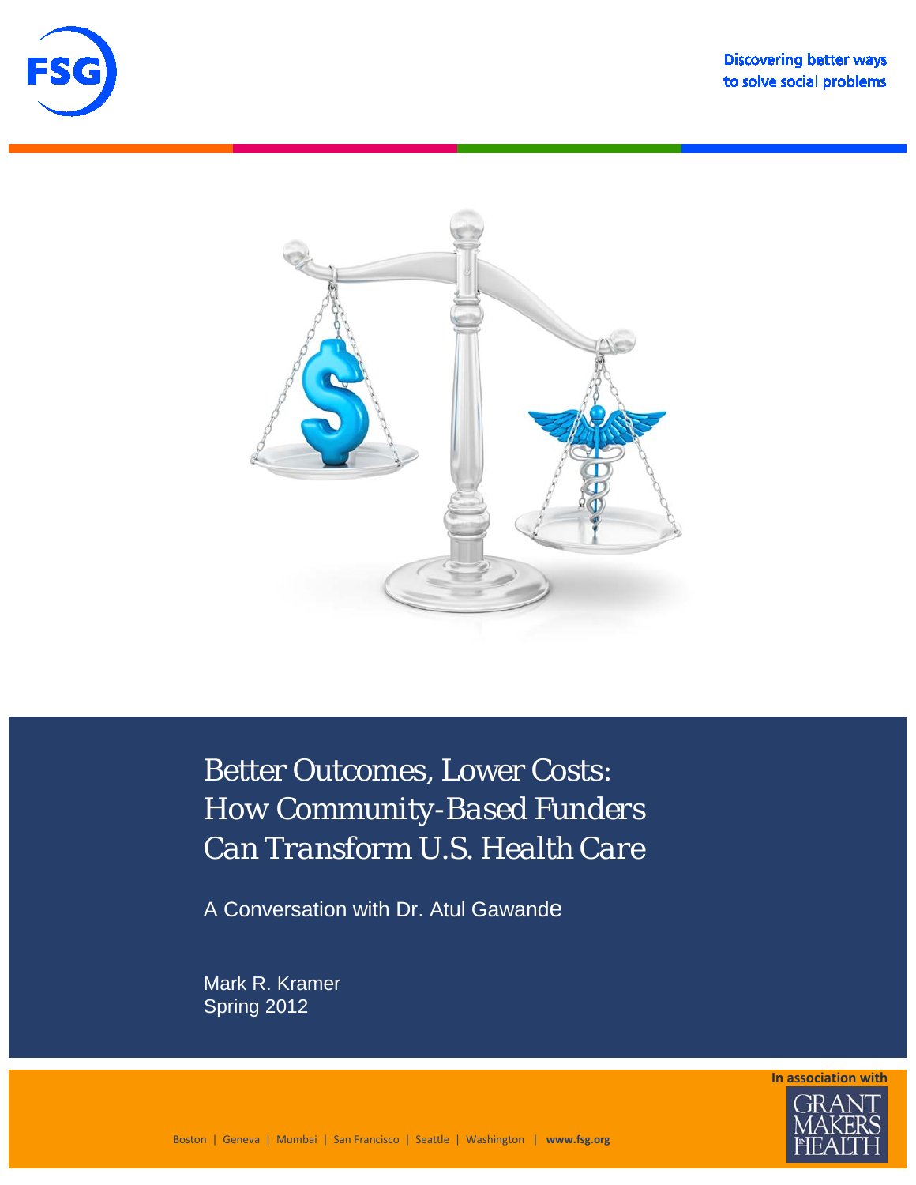FSG

Discovering better ways to solve social problems

# Better Outcomes, Lower Costs: How Community-Based Funders Can Transform U.S. Health Care

A Conversation with Dr. Atul Gawande

Mark R. Kramer
Spring 2012

In association with GRANTMAKERS IN HEALTH

Boston | Geneva | Mumbai | San Francisco | Seattle | Washington | **www.fsg.org**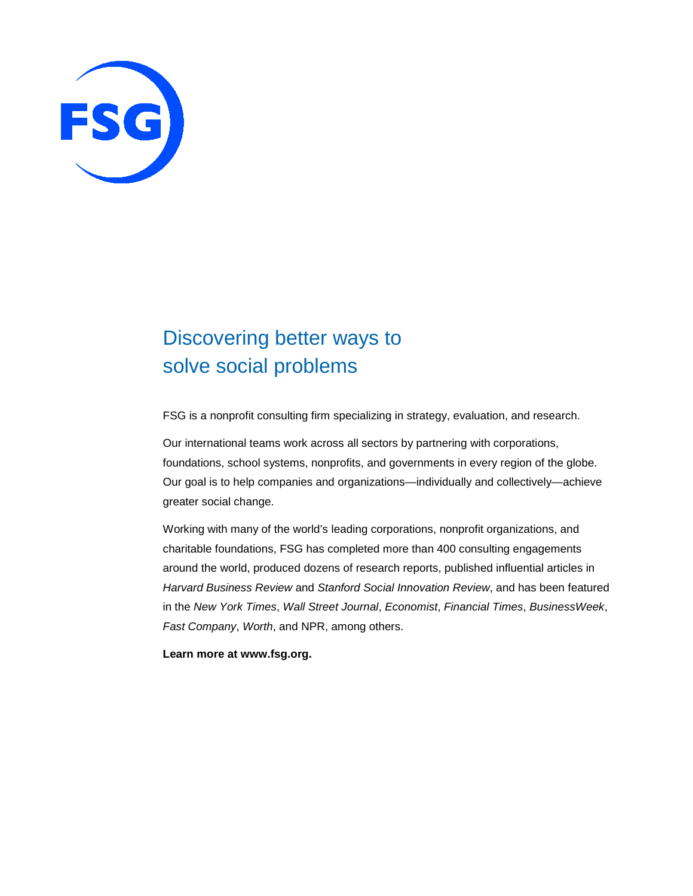FSG

## Discovering better ways to solve social problems

FSG is a nonprofit consulting firm specializing in strategy, evaluation, and research.

Our international teams work across all sectors by partnering with corporations, foundations, school systems, nonprofits, and governments in every region of the globe. Our goal is to help companies and organizations—individually and collectively—achieve greater social change.

Working with many of the world's leading corporations, nonprofit organizations, and charitable foundations, FSG has completed more than 400 consulting engagements around the world, produced dozens of research reports, published influential articles in *Harvard Business Review* and *Stanford Social Innovation Review*, and has been featured in the *New York Times*, *Wall Street Journal*, *Economist*, *Financial Times*, *BusinessWeek*, *Fast Company*, *Worth*, and NPR, among others.

**Learn more at www.fsg.org.**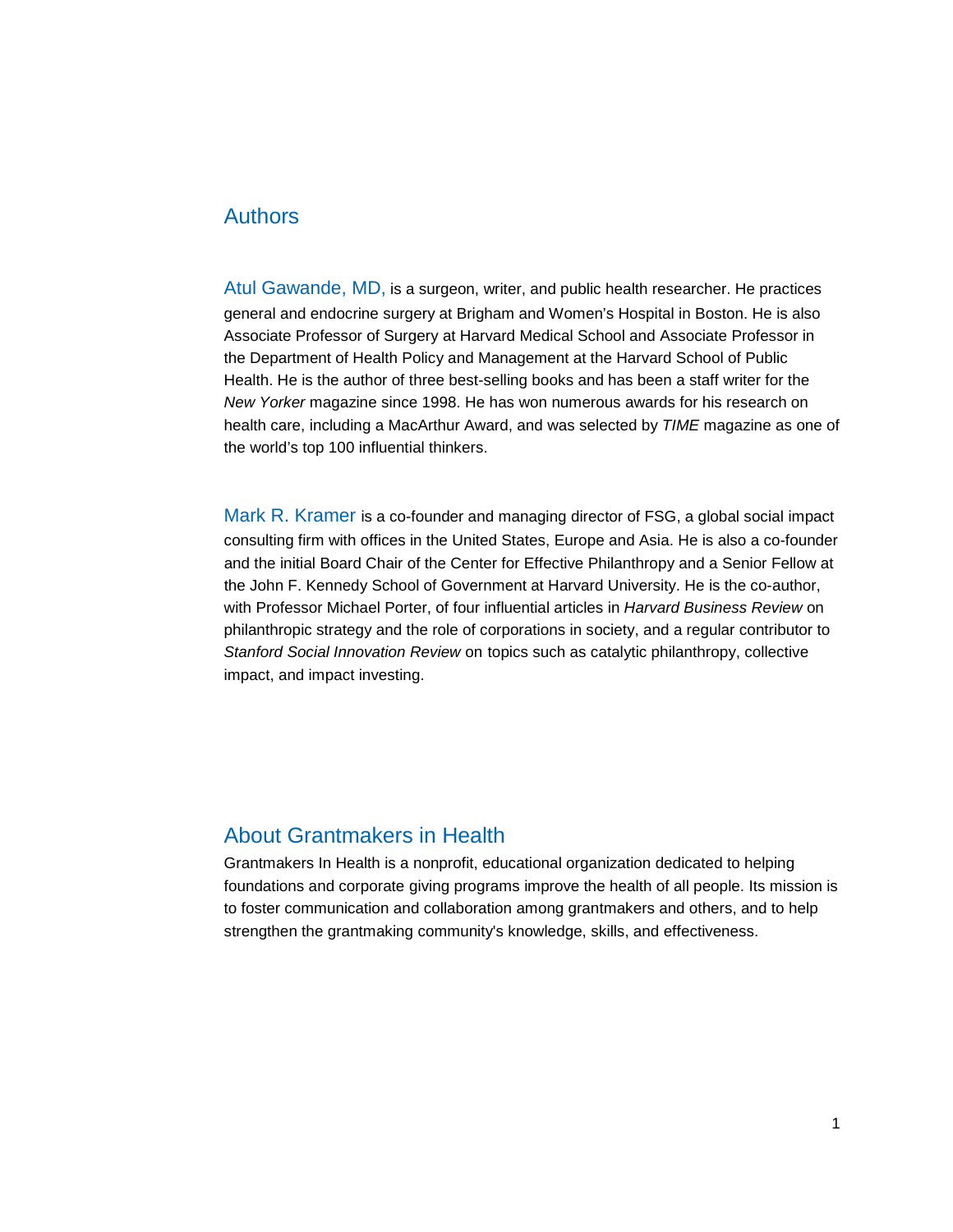## Authors

**Atul Gawande, MD,** is a surgeon, writer, and public health researcher. He practices general and endocrine surgery at Brigham and Women's Hospital in Boston. He is also Associate Professor of Surgery at Harvard Medical School and Associate Professor in the Department of Health Policy and Management at the Harvard School of Public Health. He is the author of three best-selling books and has been a staff writer for the *New Yorker* magazine since 1998. He has won numerous awards for his research on health care, including a MacArthur Award, and was selected by *TIME* magazine as one of the world's top 100 influential thinkers.

**Mark R. Kramer** is a co-founder and managing director of FSG, a global social impact consulting firm with offices in the United States, Europe and Asia. He is also a co-founder and the initial Board Chair of the Center for Effective Philanthropy and a Senior Fellow at the John F. Kennedy School of Government at Harvard University. He is the co-author, with Professor Michael Porter, of four influential articles in *Harvard Business Review* on philanthropic strategy and the role of corporations in society, and a regular contributor to *Stanford Social Innovation Review* on topics such as catalytic philanthropy, collective impact, and impact investing.

## About Grantmakers in Health

Grantmakers In Health is a nonprofit, educational organization dedicated to helping foundations and corporate giving programs improve the health of all people. Its mission is to foster communication and collaboration among grantmakers and others, and to help strengthen the grantmaking community's knowledge, skills, and effectiveness.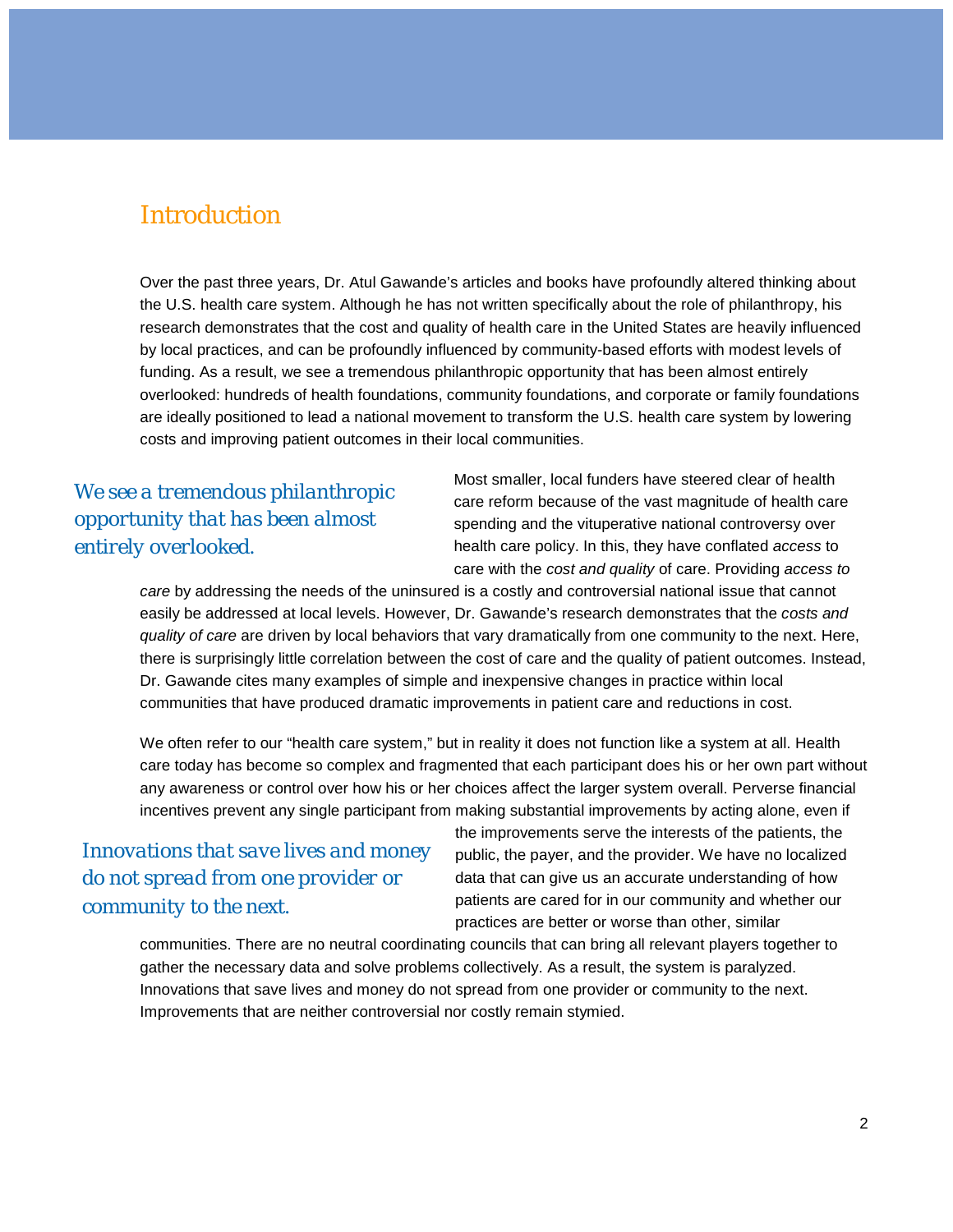## Introduction

Over the past three years, Dr. Atul Gawande's articles and books have profoundly altered thinking about the U.S. health care system. Although he has not written specifically about the role of philanthropy, his research demonstrates that the cost and quality of health care in the United States are heavily influenced by local practices, and can be profoundly influenced by community-based efforts with modest levels of funding. As a result, we see a tremendous philanthropic opportunity that has been almost entirely overlooked: hundreds of health foundations, community foundations, and corporate or family foundations are ideally positioned to lead a national movement to transform the U.S. health care system by lowering costs and improving patient outcomes in their local communities.

*We see a tremendous philanthropic opportunity that has been almost entirely overlooked.*

Most smaller, local funders have steered clear of health care reform because of the vast magnitude of health care spending and the vituperative national controversy over health care policy. In this, they have conflated *access* to care with the *cost and quality* of care. Providing *access to care* by addressing the needs of the uninsured is a costly and controversial national issue that cannot easily be addressed at local levels. However, Dr. Gawande's research demonstrates that the *costs and quality of care* are driven by local behaviors that vary dramatically from one community to the next. Here, there is surprisingly little correlation between the cost of care and the quality of patient outcomes. Instead, Dr. Gawande cites many examples of simple and inexpensive changes in practice within local communities that have produced dramatic improvements in patient care and reductions in cost.

We often refer to our "health care system," but in reality it does not function like a system at all. Health care today has become so complex and fragmented that each participant does his or her own part without any awareness or control over how his or her choices affect the larger system overall. Perverse financial incentives prevent any single participant from making substantial improvements by acting alone, even if the improvements serve the interests of the patients, the public, the payer, and the provider. We have no localized data that can give us an accurate understanding of how patients are cared for in our community and whether our practices are better or worse than other, similar communities. There are no neutral coordinating councils that can bring all relevant players together to gather the necessary data and solve problems collectively. As a result, the system is paralyzed. Innovations that save lives and money do not spread from one provider or community to the next. Improvements that are neither controversial nor costly remain stymied.

*Innovations that save lives and money do not spread from one provider or community to the next.*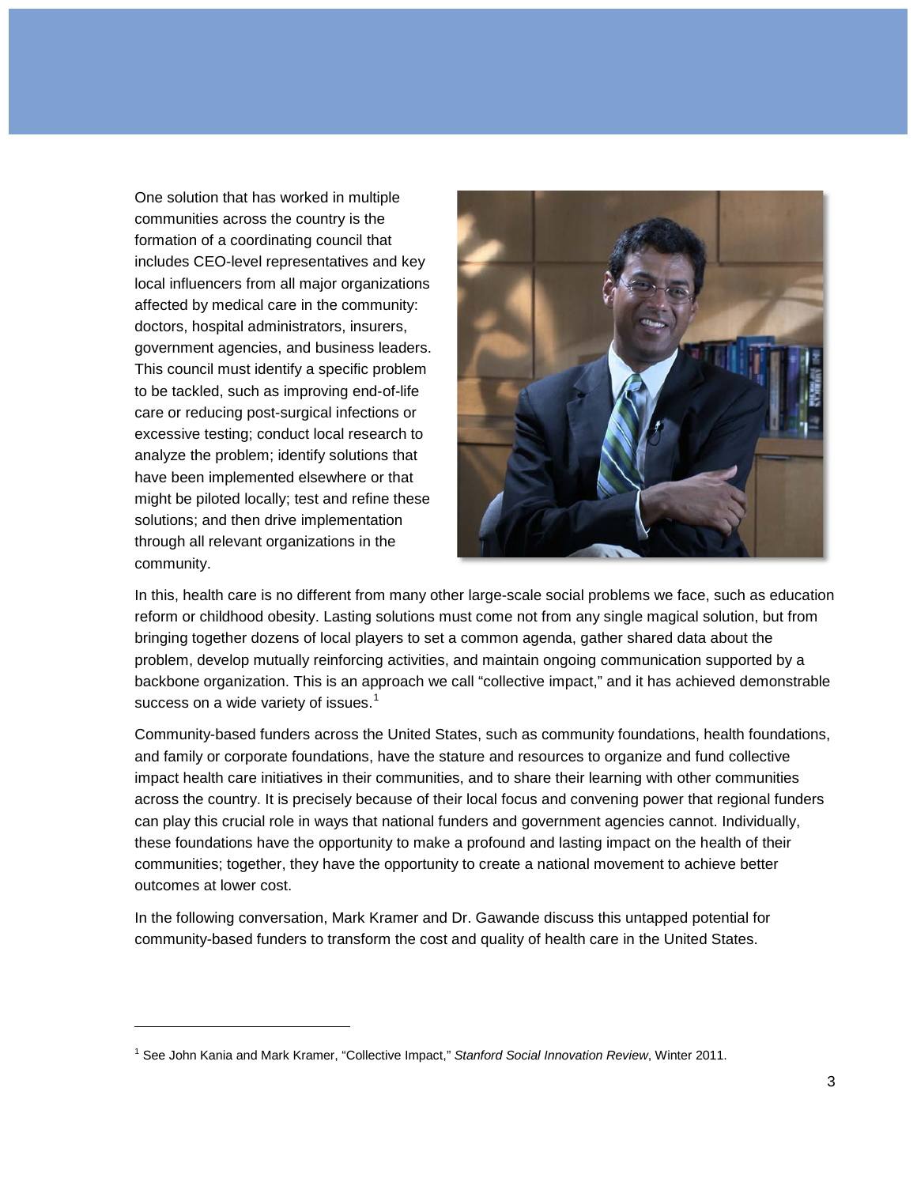One solution that has worked in multiple communities across the country is the formation of a coordinating council that includes CEO-level representatives and key local influencers from all major organizations affected by medical care in the community: doctors, hospital administrators, insurers, government agencies, and business leaders. This council must identify a specific problem to be tackled, such as improving end-of-life care or reducing post-surgical infections or excessive testing; conduct local research to analyze the problem; identify solutions that have been implemented elsewhere or that might be piloted locally; test and refine these solutions; and then drive implementation through all relevant organizations in the community.

In this, health care is no different from many other large-scale social problems we face, such as education reform or childhood obesity. Lasting solutions must come not from any single magical solution, but from bringing together dozens of local players to set a common agenda, gather shared data about the problem, develop mutually reinforcing activities, and maintain ongoing communication supported by a backbone organization. This is an approach we call "collective impact," and it has achieved demonstrable success on a wide variety of issues.[1]

Community-based funders across the United States, such as community foundations, health foundations, and family or corporate foundations, have the stature and resources to organize and fund collective impact health care initiatives in their communities, and to share their learning with other communities across the country. It is precisely because of their local focus and convening power that regional funders can play this crucial role in ways that national funders and government agencies cannot. Individually, these foundations have the opportunity to make a profound and lasting impact on the health of their communities; together, they have the opportunity to create a national movement to achieve better outcomes at lower cost.

In the following conversation, Mark Kramer and Dr. Gawande discuss this untapped potential for community-based funders to transform the cost and quality of health care in the United States.

---

[1] See John Kania and Mark Kramer, "Collective Impact," *Stanford Social Innovation Review*, Winter 2011.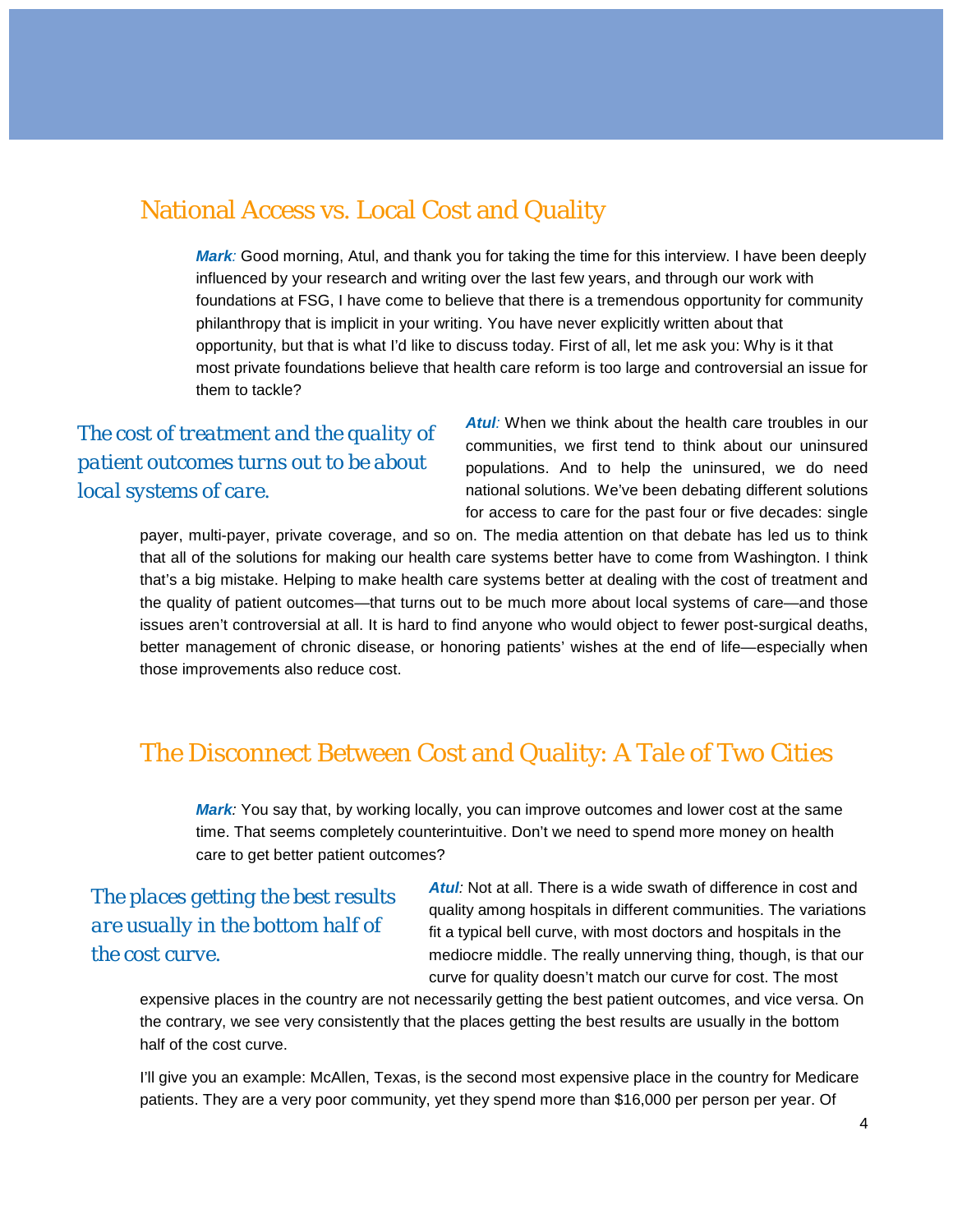## National Access vs. Local Cost and Quality

***Mark:*** Good morning, Atul, and thank you for taking the time for this interview. I have been deeply influenced by your research and writing over the last few years, and through our work with foundations at FSG, I have come to believe that there is a tremendous opportunity for community philanthropy that is implicit in your writing. You have never explicitly written about that opportunity, but that is what I'd like to discuss today. First of all, let me ask you: Why is it that most private foundations believe that health care reform is too large and controversial an issue for them to tackle?

*The cost of treatment and the quality of patient outcomes turns out to be about local systems of care.*

***Atul:*** When we think about the health care troubles in our communities, we first tend to think about our uninsured populations. And to help the uninsured, we do need national solutions. We've been debating different solutions for access to care for the past four or five decades: single payer, multi-payer, private coverage, and so on. The media attention on that debate has led us to think that all of the solutions for making our health care systems better have to come from Washington. I think that's a big mistake. Helping to make health care systems better at dealing with the cost of treatment and the quality of patient outcomes—that turns out to be much more about local systems of care—and those issues aren't controversial at all. It is hard to find anyone who would object to fewer post-surgical deaths, better management of chronic disease, or honoring patients' wishes at the end of life—especially when those improvements also reduce cost.

## The Disconnect Between Cost and Quality: A Tale of Two Cities

***Mark:*** You say that, by working locally, you can improve outcomes and lower cost at the same time. That seems completely counterintuitive. Don't we need to spend more money on health care to get better patient outcomes?

*The places getting the best results are usually in the bottom half of the cost curve.*

***Atul:*** Not at all. There is a wide swath of difference in cost and quality among hospitals in different communities. The variations fit a typical bell curve, with most doctors and hospitals in the mediocre middle. The really unnerving thing, though, is that our curve for quality doesn't match our curve for cost. The most expensive places in the country are not necessarily getting the best patient outcomes, and vice versa. On the contrary, we see very consistently that the places getting the best results are usually in the bottom half of the cost curve.

I'll give you an example: McAllen, Texas, is the second most expensive place in the country for Medicare patients. They are a very poor community, yet they spend more than $16,000 per person per year. Of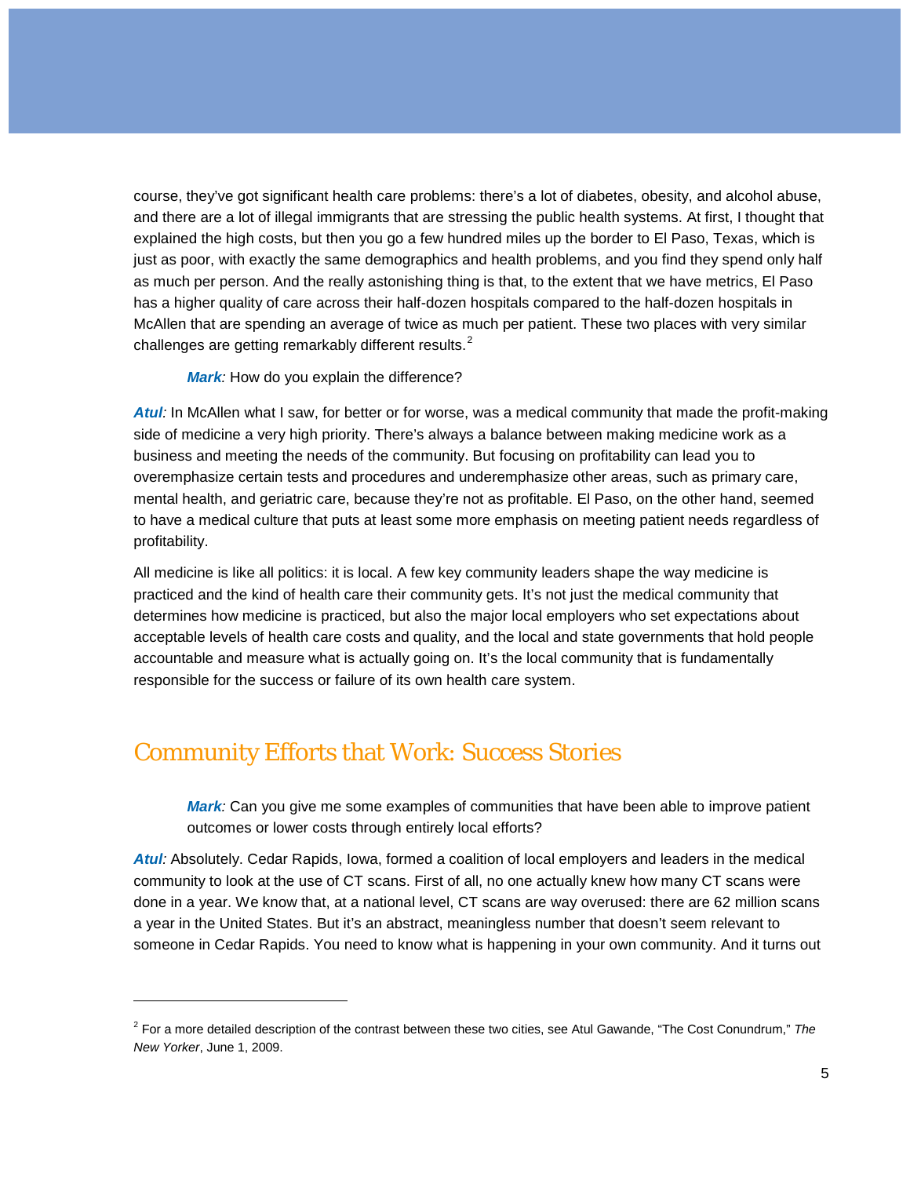course, they've got significant health care problems: there's a lot of diabetes, obesity, and alcohol abuse, and there are a lot of illegal immigrants that are stressing the public health systems. At first, I thought that explained the high costs, but then you go a few hundred miles up the border to El Paso, Texas, which is just as poor, with exactly the same demographics and health problems, and you find they spend only half as much per person. And the really astonishing thing is that, to the extent that we have metrics, El Paso has a higher quality of care across their half-dozen hospitals compared to the half-dozen hospitals in McAllen that are spending an average of twice as much per patient. These two places with very similar challenges are getting remarkably different results.[2]

> ***Mark**:* How do you explain the difference?

***Atul**:* In McAllen what I saw, for better or for worse, was a medical community that made the profit-making side of medicine a very high priority. There's always a balance between making medicine work as a business and meeting the needs of the community. But focusing on profitability can lead you to overemphasize certain tests and procedures and underemphasize other areas, such as primary care, mental health, and geriatric care, because they're not as profitable. El Paso, on the other hand, seemed to have a medical culture that puts at least some more emphasis on meeting patient needs regardless of profitability.

All medicine is like all politics: it is local. A few key community leaders shape the way medicine is practiced and the kind of health care their community gets. It's not just the medical community that determines how medicine is practiced, but also the major local employers who set expectations about acceptable levels of health care costs and quality, and the local and state governments that hold people accountable and measure what is actually going on. It's the local community that is fundamentally responsible for the success or failure of its own health care system.

## Community Efforts that Work: Success Stories

> ***Mark**:* Can you give me some examples of communities that have been able to improve patient outcomes or lower costs through entirely local efforts?

***Atul**:* Absolutely. Cedar Rapids, Iowa, formed a coalition of local employers and leaders in the medical community to look at the use of CT scans. First of all, no one actually knew how many CT scans were done in a year. We know that, at a national level, CT scans are way overused: there are 62 million scans a year in the United States. But it's an abstract, meaningless number that doesn't seem relevant to someone in Cedar Rapids. You need to know what is happening in your own community. And it turns out

---

[2] For a more detailed description of the contrast between these two cities, see Atul Gawande, "The Cost Conundrum," *The New Yorker*, June 1, 2009.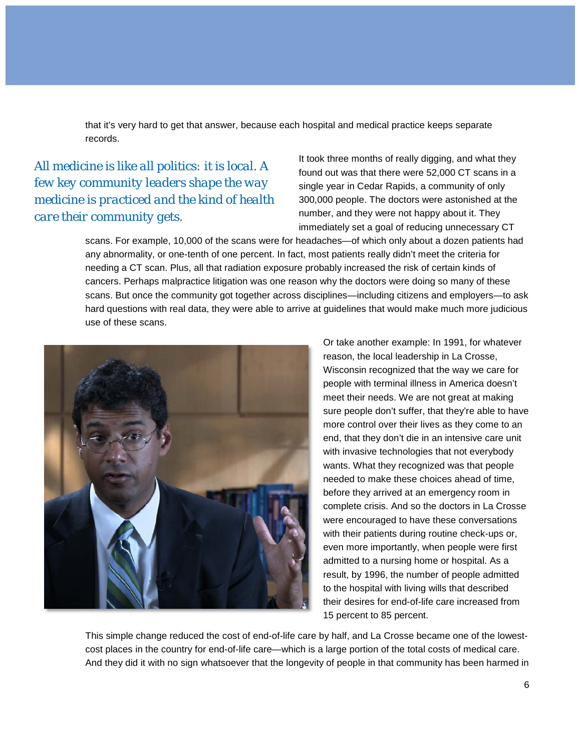that it's very hard to get that answer, because each hospital and medical practice keeps separate records.

*All medicine is like all politics: it is local. A few key community leaders shape the way medicine is practiced and the kind of health care their community gets.*

It took three months of really digging, and what they found out was that there were 52,000 CT scans in a single year in Cedar Rapids, a community of only 300,000 people. The doctors were astonished at the number, and they were not happy about it. They immediately set a goal of reducing unnecessary CT scans. For example, 10,000 of the scans were for headaches—of which only about a dozen patients had any abnormality, or one-tenth of one percent. In fact, most patients really didn't meet the criteria for needing a CT scan. Plus, all that radiation exposure probably increased the risk of certain kinds of cancers. Perhaps malpractice litigation was one reason why the doctors were doing so many of these scans. But once the community got together across disciplines—including citizens and employers—to ask hard questions with real data, they were able to arrive at guidelines that would make much more judicious use of these scans.

Or take another example: In 1991, for whatever reason, the local leadership in La Crosse, Wisconsin recognized that the way we care for people with terminal illness in America doesn't meet their needs. We are not great at making sure people don't suffer, that they're able to have more control over their lives as they come to an end, that they don't die in an intensive care unit with invasive technologies that not everybody wants. What they recognized was that people needed to make these choices ahead of time, before they arrived at an emergency room in complete crisis. And so the doctors in La Crosse were encouraged to have these conversations with their patients during routine check-ups or, even more importantly, when people were first admitted to a nursing home or hospital. As a result, by 1996, the number of people admitted to the hospital with living wills that described their desires for end-of-life care increased from 15 percent to 85 percent.

This simple change reduced the cost of end-of-life care by half, and La Crosse became one of the lowest-cost places in the country for end-of-life care—which is a large portion of the total costs of medical care. And they did it with no sign whatsoever that the longevity of people in that community has been harmed in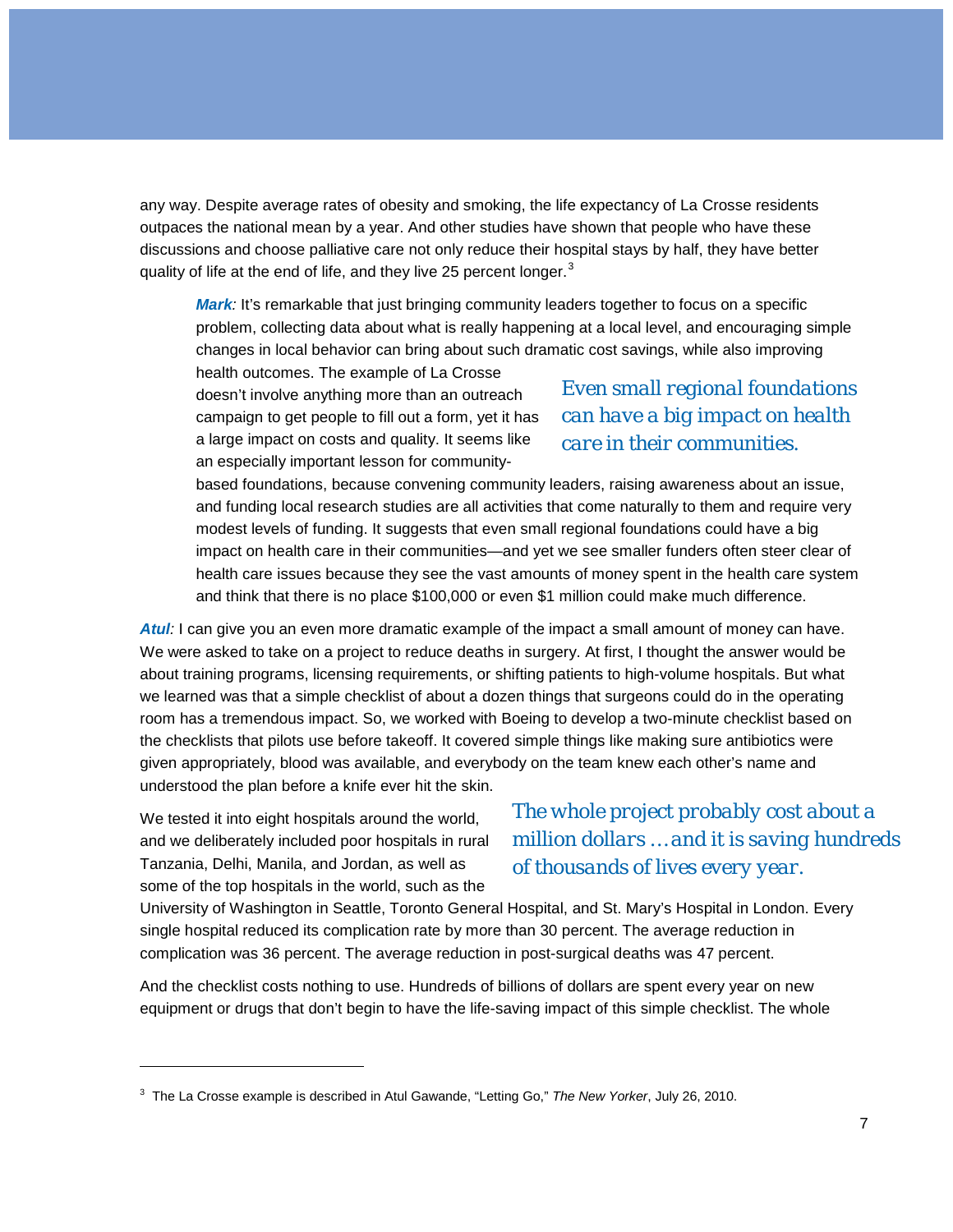any way. Despite average rates of obesity and smoking, the life expectancy of La Crosse residents outpaces the national mean by a year. And other studies have shown that people who have these discussions and choose palliative care not only reduce their hospital stays by half, they have better quality of life at the end of life, and they live 25 percent longer.[3]

> ***Mark**:* It's remarkable that just bringing community leaders together to focus on a specific problem, collecting data about what is really happening at a local level, and encouraging simple changes in local behavior can bring about such dramatic cost savings, while also improving health outcomes. The example of La Crosse doesn't involve anything more than an outreach campaign to get people to fill out a form, yet it has a large impact on costs and quality. It seems like an especially important lesson for community-based foundations, because convening community leaders, raising awareness about an issue, and funding local research studies are all activities that come naturally to them and require very modest levels of funding. It suggests that even small regional foundations could have a big impact on health care in their communities—and yet we see smaller funders often steer clear of health care issues because they see the vast amounts of money spent in the health care system and think that there is no place \$100,000 or even \$1 million could make much difference.

*Even small regional foundations can have a big impact on health care in their communities.*

***Atul**:* I can give you an even more dramatic example of the impact a small amount of money can have. We were asked to take on a project to reduce deaths in surgery. At first, I thought the answer would be about training programs, licensing requirements, or shifting patients to high-volume hospitals. But what we learned was that a simple checklist of about a dozen things that surgeons could do in the operating room has a tremendous impact. So, we worked with Boeing to develop a two-minute checklist based on the checklists that pilots use before takeoff. It covered simple things like making sure antibiotics were given appropriately, blood was available, and everybody on the team knew each other's name and understood the plan before a knife ever hit the skin.

We tested it into eight hospitals around the world, and we deliberately included poor hospitals in rural Tanzania, Delhi, Manila, and Jordan, as well as some of the top hospitals in the world, such as the University of Washington in Seattle, Toronto General Hospital, and St. Mary's Hospital in London. Every single hospital reduced its complication rate by more than 30 percent. The average reduction in complication was 36 percent. The average reduction in post-surgical deaths was 47 percent.

*The whole project probably cost about a million dollars …and it is saving hundreds of thousands of lives every year.*

And the checklist costs nothing to use. Hundreds of billions of dollars are spent every year on new equipment or drugs that don't begin to have the life-saving impact of this simple checklist. The whole

---

[3] The La Crosse example is described in Atul Gawande, "Letting Go," *The New Yorker*, July 26, 2010.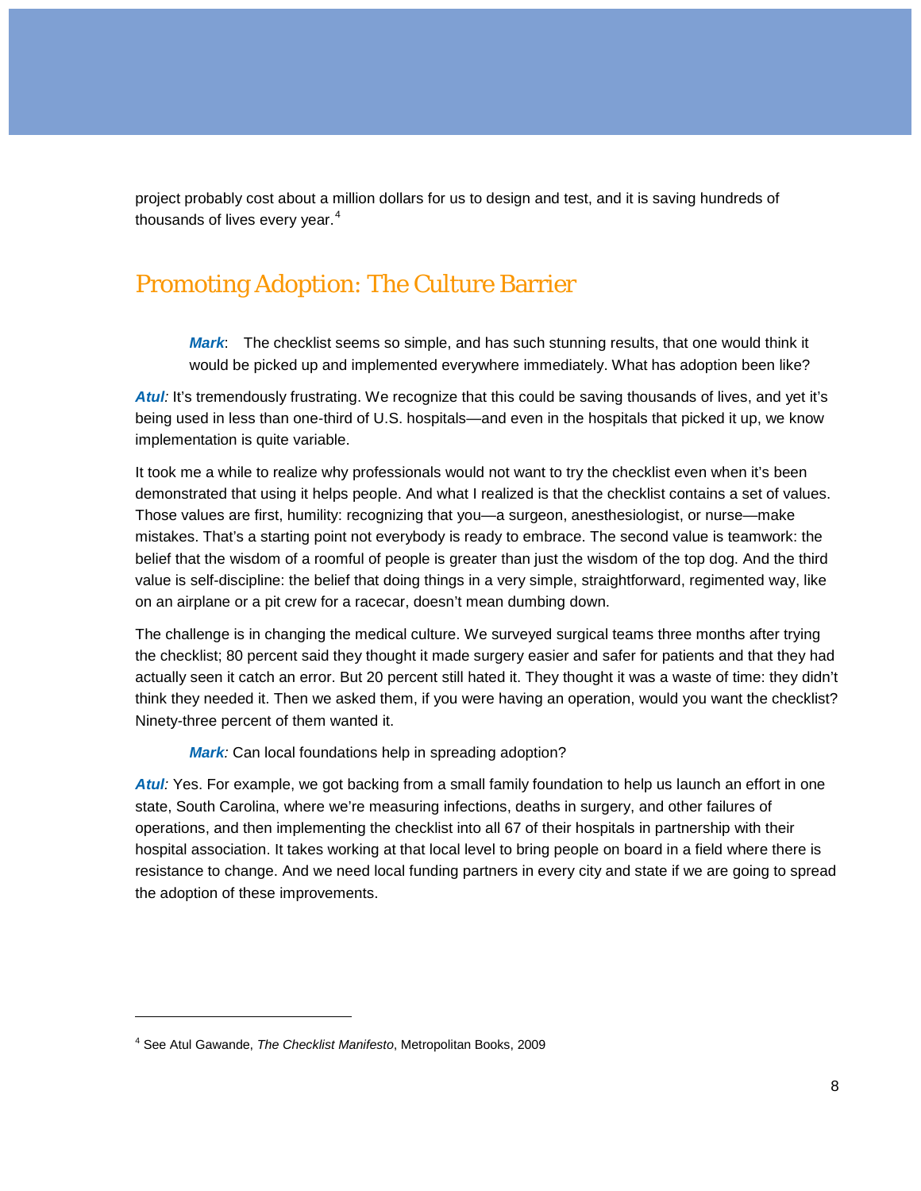project probably cost about a million dollars for us to design and test, and it is saving hundreds of thousands of lives every year.[4]

## Promoting Adoption: The Culture Barrier

***Mark***: The checklist seems so simple, and has such stunning results, that one would think it would be picked up and implemented everywhere immediately. What has adoption been like?

***Atul:*** It's tremendously frustrating. We recognize that this could be saving thousands of lives, and yet it's being used in less than one-third of U.S. hospitals—and even in the hospitals that picked it up, we know implementation is quite variable.

It took me a while to realize why professionals would not want to try the checklist even when it's been demonstrated that using it helps people. And what I realized is that the checklist contains a set of values. Those values are first, humility: recognizing that you—a surgeon, anesthesiologist, or nurse—make mistakes. That's a starting point not everybody is ready to embrace. The second value is teamwork: the belief that the wisdom of a roomful of people is greater than just the wisdom of the top dog. And the third value is self-discipline: the belief that doing things in a very simple, straightforward, regimented way, like on an airplane or a pit crew for a racecar, doesn't mean dumbing down.

The challenge is in changing the medical culture. We surveyed surgical teams three months after trying the checklist; 80 percent said they thought it made surgery easier and safer for patients and that they had actually seen it catch an error. But 20 percent still hated it. They thought it was a waste of time: they didn't think they needed it. Then we asked them, if you were having an operation, would you want the checklist? Ninety-three percent of them wanted it.

***Mark:*** Can local foundations help in spreading adoption?

***Atul:*** Yes. For example, we got backing from a small family foundation to help us launch an effort in one state, South Carolina, where we're measuring infections, deaths in surgery, and other failures of operations, and then implementing the checklist into all 67 of their hospitals in partnership with their hospital association. It takes working at that local level to bring people on board in a field where there is resistance to change. And we need local funding partners in every city and state if we are going to spread the adoption of these improvements.

---

[4] See Atul Gawande, *The Checklist Manifesto*, Metropolitan Books, 2009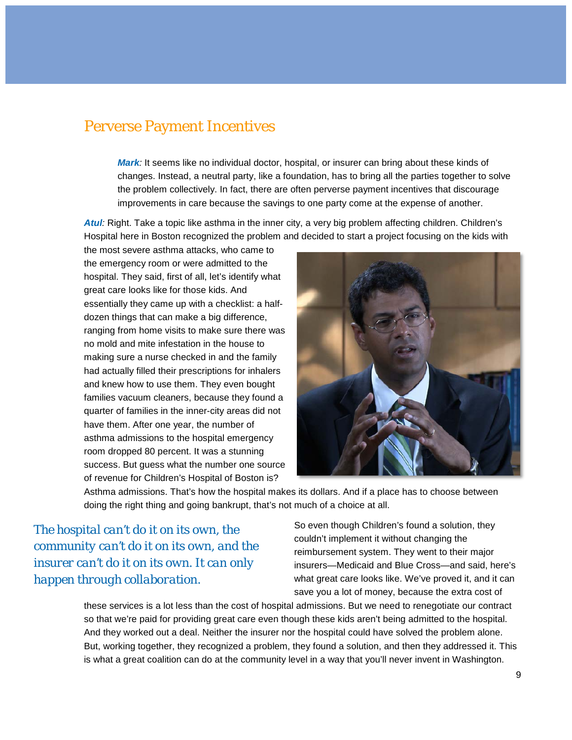## Perverse Payment Incentives

> ***Mark:*** It seems like no individual doctor, hospital, or insurer can bring about these kinds of changes. Instead, a neutral party, like a foundation, has to bring all the parties together to solve the problem collectively. In fact, there are often perverse payment incentives that discourage improvements in care because the savings to one party come at the expense of another.

***Atul:*** Right. Take a topic like asthma in the inner city, a very big problem affecting children. Children's Hospital here in Boston recognized the problem and decided to start a project focusing on the kids with the most severe asthma attacks, who came to the emergency room or were admitted to the hospital. They said, first of all, let's identify what great care looks like for those kids. And essentially they came up with a checklist: a half-dozen things that can make a big difference, ranging from home visits to make sure there was no mold and mite infestation in the house to making sure a nurse checked in and the family had actually filled their prescriptions for inhalers and knew how to use them. They even bought families vacuum cleaners, because they found a quarter of families in the inner-city areas did not have them. After one year, the number of asthma admissions to the hospital emergency room dropped 80 percent. It was a stunning success. But guess what the number one source of revenue for Children's Hospital of Boston is? Asthma admissions. That's how the hospital makes its dollars. And if a place has to choose between doing the right thing and going bankrupt, that's not much of a choice at all.

*The hospital can't do it on its own, the community can't do it on its own, and the insurer can't do it on its own. It can only happen through collaboration.*

So even though Children's found a solution, they couldn't implement it without changing the reimbursement system. They went to their major insurers—Medicaid and Blue Cross—and said, here's what great care looks like. We've proved it, and it can save you a lot of money, because the extra cost of these services is a lot less than the cost of hospital admissions. But we need to renegotiate our contract so that we're paid for providing great care even though these kids aren't being admitted to the hospital. And they worked out a deal. Neither the insurer nor the hospital could have solved the problem alone. But, working together, they recognized a problem, they found a solution, and then they addressed it. This is what a great coalition can do at the community level in a way that you'll never invent in Washington.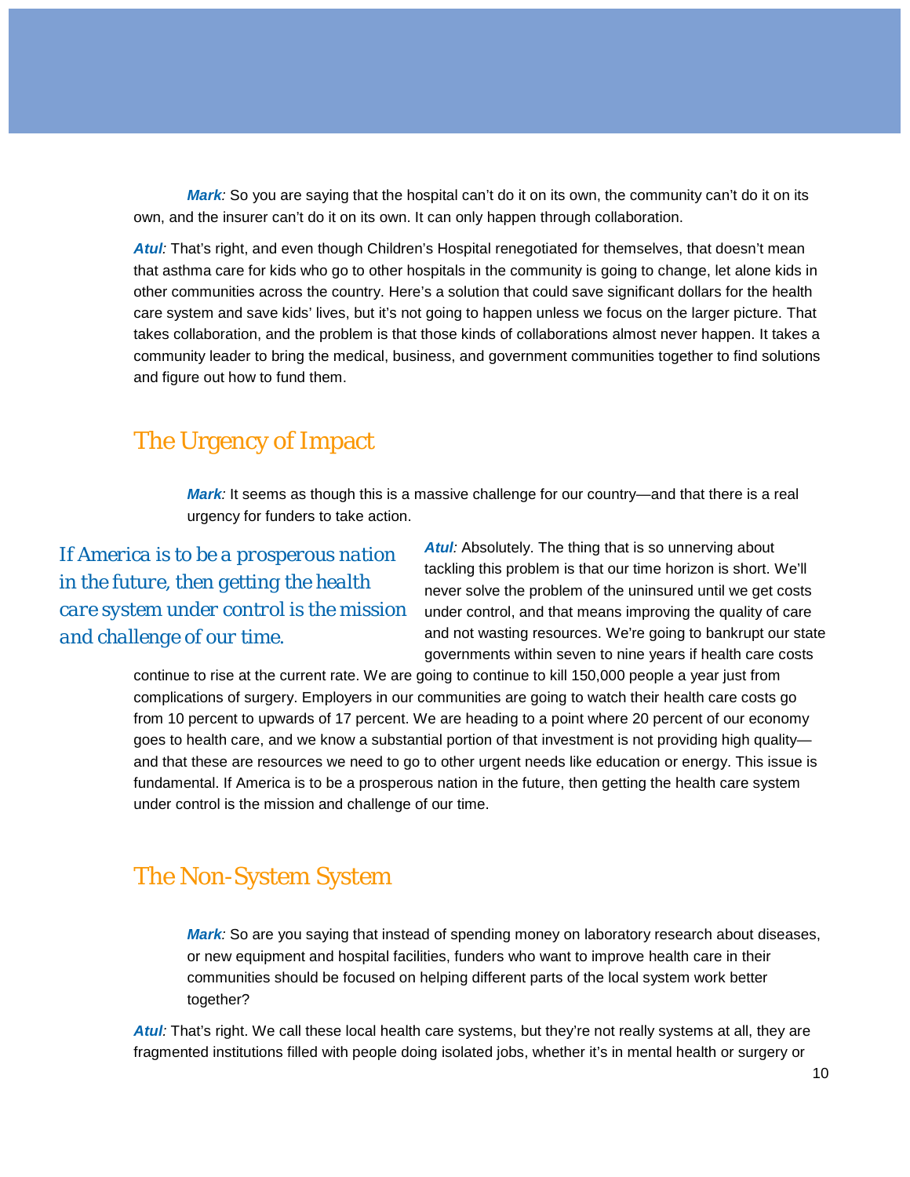***Mark:*** So you are saying that the hospital can't do it on its own, the community can't do it on its own, and the insurer can't do it on its own. It can only happen through collaboration.

***Atul:*** That's right, and even though Children's Hospital renegotiated for themselves, that doesn't mean that asthma care for kids who go to other hospitals in the community is going to change, let alone kids in other communities across the country. Here's a solution that could save significant dollars for the health care system and save kids' lives, but it's not going to happen unless we focus on the larger picture. That takes collaboration, and the problem is that those kinds of collaborations almost never happen. It takes a community leader to bring the medical, business, and government communities together to find solutions and figure out how to fund them.

## The Urgency of Impact

***Mark:*** It seems as though this is a massive challenge for our country—and that there is a real urgency for funders to take action.

> If America is to be a prosperous nation in the future, then getting the health care system under control is the mission and challenge of our time.

***Atul:*** Absolutely. The thing that is so unnerving about tackling this problem is that our time horizon is short. We'll never solve the problem of the uninsured until we get costs under control, and that means improving the quality of care and not wasting resources. We're going to bankrupt our state governments within seven to nine years if health care costs continue to rise at the current rate. We are going to continue to kill 150,000 people a year just from complications of surgery. Employers in our communities are going to watch their health care costs go from 10 percent to upwards of 17 percent. We are heading to a point where 20 percent of our economy goes to health care, and we know a substantial portion of that investment is not providing high quality—and that these are resources we need to go to other urgent needs like education or energy. This issue is fundamental. If America is to be a prosperous nation in the future, then getting the health care system under control is the mission and challenge of our time.

## The Non-System System

***Mark:*** So are you saying that instead of spending money on laboratory research about diseases, or new equipment and hospital facilities, funders who want to improve health care in their communities should be focused on helping different parts of the local system work better together?

***Atul:*** That's right. We call these local health care systems, but they're not really systems at all, they are fragmented institutions filled with people doing isolated jobs, whether it's in mental health or surgery or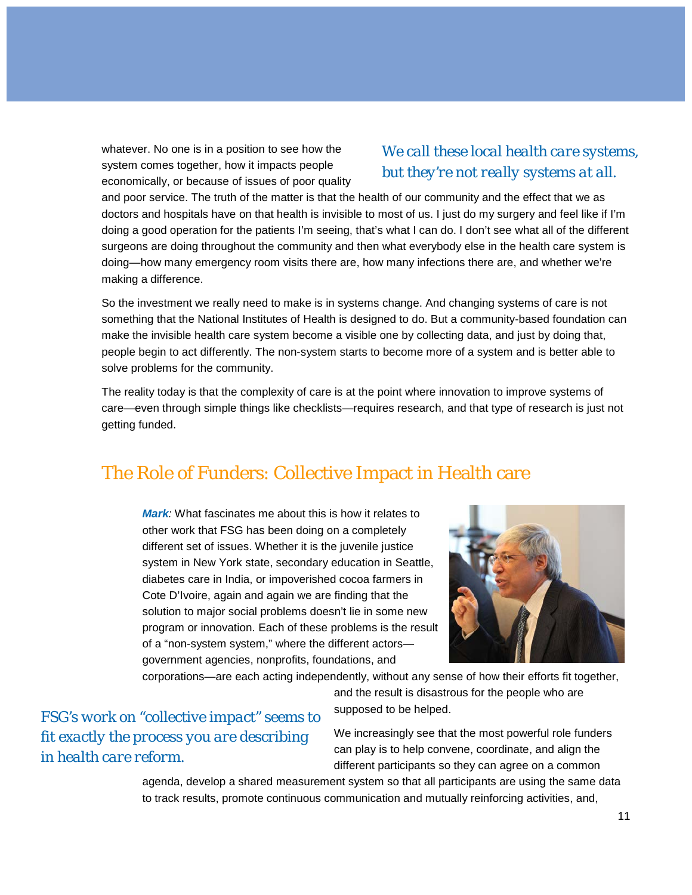whatever. No one is in a position to see how the system comes together, how it impacts people economically, or because of issues of poor quality and poor service. The truth of the matter is that the health of our community and the effect that we as doctors and hospitals have on that health is invisible to most of us. I just do my surgery and feel like if I'm doing a good operation for the patients I'm seeing, that's what I can do. I don't see what all of the different surgeons are doing throughout the community and then what everybody else in the health care system is doing—how many emergency room visits there are, how many infections there are, and whether we're making a difference.

*We call these local health care systems, but they're not really systems at all.*

So the investment we really need to make is in systems change. And changing systems of care is not something that the National Institutes of Health is designed to do. But a community-based foundation can make the invisible health care system become a visible one by collecting data, and just by doing that, people begin to act differently. The non-system starts to become more of a system and is better able to solve problems for the community.

The reality today is that the complexity of care is at the point where innovation to improve systems of care—even through simple things like checklists—requires research, and that type of research is just not getting funded.

## The Role of Funders: Collective Impact in Health care

***Mark**:* What fascinates me about this is how it relates to other work that FSG has been doing on a completely different set of issues. Whether it is the juvenile justice system in New York state, secondary education in Seattle, diabetes care in India, or impoverished cocoa farmers in Cote D'Ivoire, again and again we are finding that the solution to major social problems doesn't lie in some new program or innovation. Each of these problems is the result of a "non-system system," where the different actors—government agencies, nonprofits, foundations, and corporations—are each acting independently, without any sense of how their efforts fit together, and the result is disastrous for the people who are supposed to be helped.

*FSG's work on "collective impact" seems to fit exactly the process you are describing in health care reform.*

We increasingly see that the most powerful role funders can play is to help convene, coordinate, and align the different participants so they can agree on a common agenda, develop a shared measurement system so that all participants are using the same data to track results, promote continuous communication and mutually reinforcing activities, and,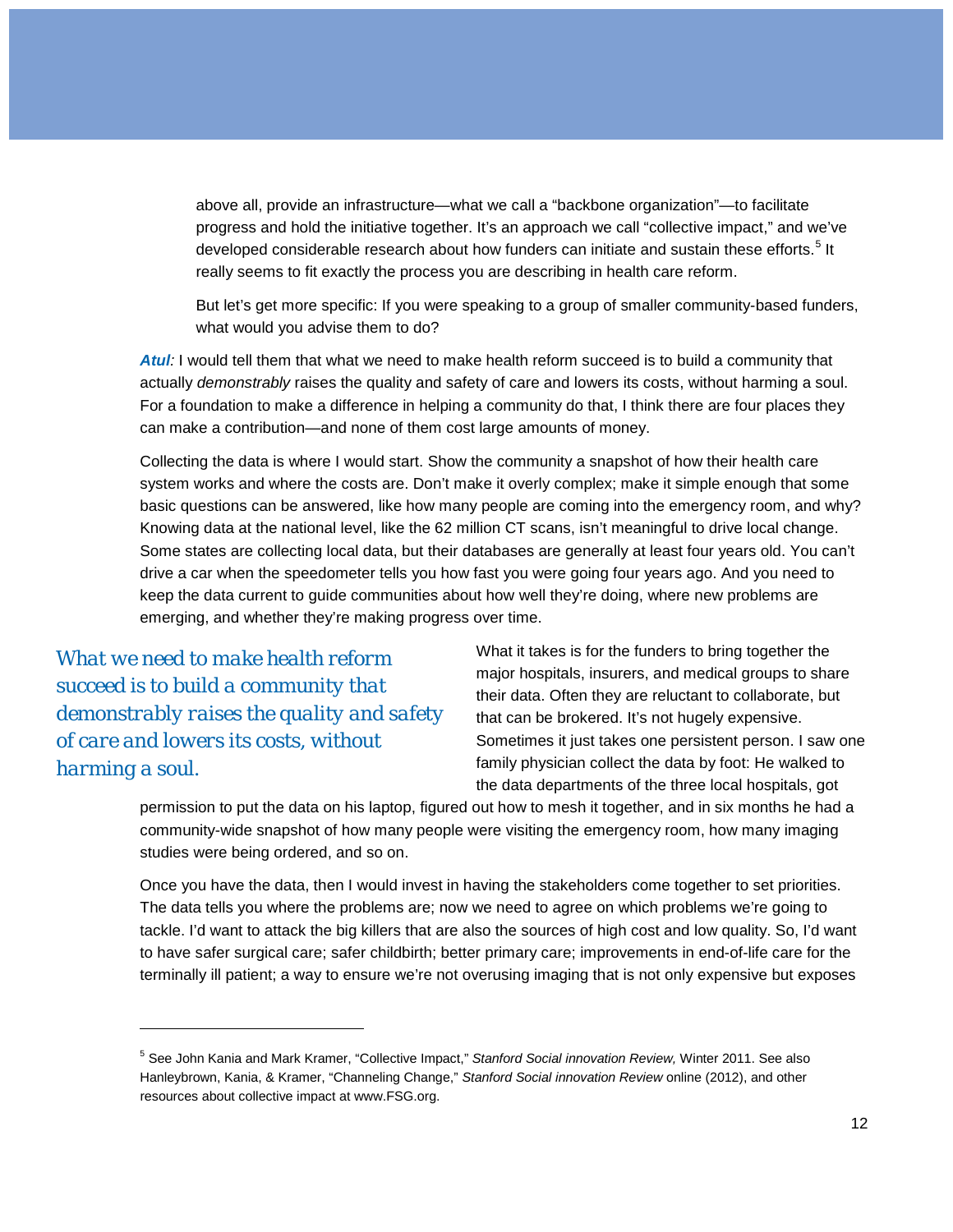above all, provide an infrastructure—what we call a "backbone organization"—to facilitate progress and hold the initiative together. It's an approach we call "collective impact," and we've developed considerable research about how funders can initiate and sustain these efforts.[5] It really seems to fit exactly the process you are describing in health care reform.

But let's get more specific: If you were speaking to a group of smaller community-based funders, what would you advise them to do?

***Atul:*** I would tell them that what we need to make health reform succeed is to build a community that actually *demonstrably* raises the quality and safety of care and lowers its costs, without harming a soul. For a foundation to make a difference in helping a community do that, I think there are four places they can make a contribution—and none of them cost large amounts of money.

Collecting the data is where I would start. Show the community a snapshot of how their health care system works and where the costs are. Don't make it overly complex; make it simple enough that some basic questions can be answered, like how many people are coming into the emergency room, and why? Knowing data at the national level, like the 62 million CT scans, isn't meaningful to drive local change. Some states are collecting local data, but their databases are generally at least four years old. You can't drive a car when the speedometer tells you how fast you were going four years ago. And you need to keep the data current to guide communities about how well they're doing, where new problems are emerging, and whether they're making progress over time.

> *What we need to make health reform succeed is to build a community that demonstrably raises the quality and safety of care and lowers its costs, without harming a soul.*

What it takes is for the funders to bring together the major hospitals, insurers, and medical groups to share their data. Often they are reluctant to collaborate, but that can be brokered. It's not hugely expensive. Sometimes it just takes one persistent person. I saw one family physician collect the data by foot: He walked to the data departments of the three local hospitals, got permission to put the data on his laptop, figured out how to mesh it together, and in six months he had a community-wide snapshot of how many people were visiting the emergency room, how many imaging studies were being ordered, and so on.

Once you have the data, then I would invest in having the stakeholders come together to set priorities. The data tells you where the problems are; now we need to agree on which problems we're going to tackle. I'd want to attack the big killers that are also the sources of high cost and low quality. So, I'd want to have safer surgical care; safer childbirth; better primary care; improvements in end-of-life care for the terminally ill patient; a way to ensure we're not overusing imaging that is not only expensive but exposes

---

[5] See John Kania and Mark Kramer, "Collective Impact," *Stanford Social innovation Review,* Winter 2011. See also Hanleybrown, Kania, & Kramer, "Channeling Change," *Stanford Social innovation Review* online (2012), and other resources about collective impact at www.FSG.org.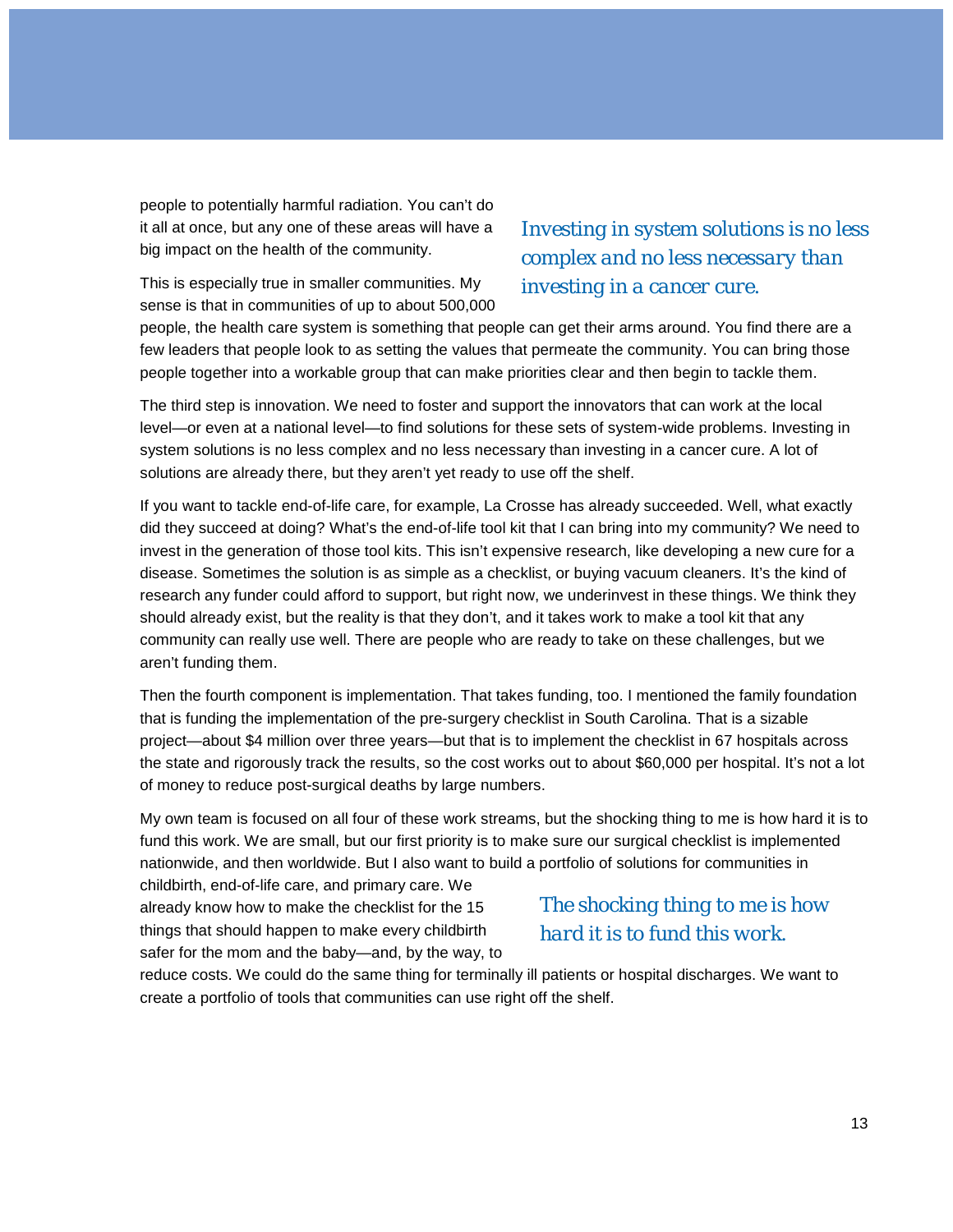people to potentially harmful radiation. You can't do it all at once, but any one of these areas will have a big impact on the health of the community.

> *Investing in system solutions is no less complex and no less necessary than investing in a cancer cure.*

This is especially true in smaller communities. My sense is that in communities of up to about 500,000 people, the health care system is something that people can get their arms around. You find there are a few leaders that people look to as setting the values that permeate the community. You can bring those people together into a workable group that can make priorities clear and then begin to tackle them.

The third step is innovation. We need to foster and support the innovators that can work at the local level—or even at a national level—to find solutions for these sets of system-wide problems. Investing in system solutions is no less complex and no less necessary than investing in a cancer cure. A lot of solutions are already there, but they aren't yet ready to use off the shelf.

If you want to tackle end-of-life care, for example, La Crosse has already succeeded. Well, what exactly did they succeed at doing? What's the end-of-life tool kit that I can bring into my community? We need to invest in the generation of those tool kits. This isn't expensive research, like developing a new cure for a disease. Sometimes the solution is as simple as a checklist, or buying vacuum cleaners. It's the kind of research any funder could afford to support, but right now, we underinvest in these things. We think they should already exist, but the reality is that they don't, and it takes work to make a tool kit that any community can really use well. There are people who are ready to take on these challenges, but we aren't funding them.

Then the fourth component is implementation. That takes funding, too. I mentioned the family foundation that is funding the implementation of the pre-surgery checklist in South Carolina. That is a sizable project—about $4 million over three years—but that is to implement the checklist in 67 hospitals across the state and rigorously track the results, so the cost works out to about $60,000 per hospital. It's not a lot of money to reduce post-surgical deaths by large numbers.

My own team is focused on all four of these work streams, but the shocking thing to me is how hard it is to fund this work. We are small, but our first priority is to make sure our surgical checklist is implemented nationwide, and then worldwide. But I also want to build a portfolio of solutions for communities in childbirth, end-of-life care, and primary care. We already know how to make the checklist for the 15 things that should happen to make every childbirth safer for the mom and the baby—and, by the way, to reduce costs. We could do the same thing for terminally ill patients or hospital discharges. We want to create a portfolio of tools that communities can use right off the shelf.

> *The shocking thing to me is how hard it is to fund this work.*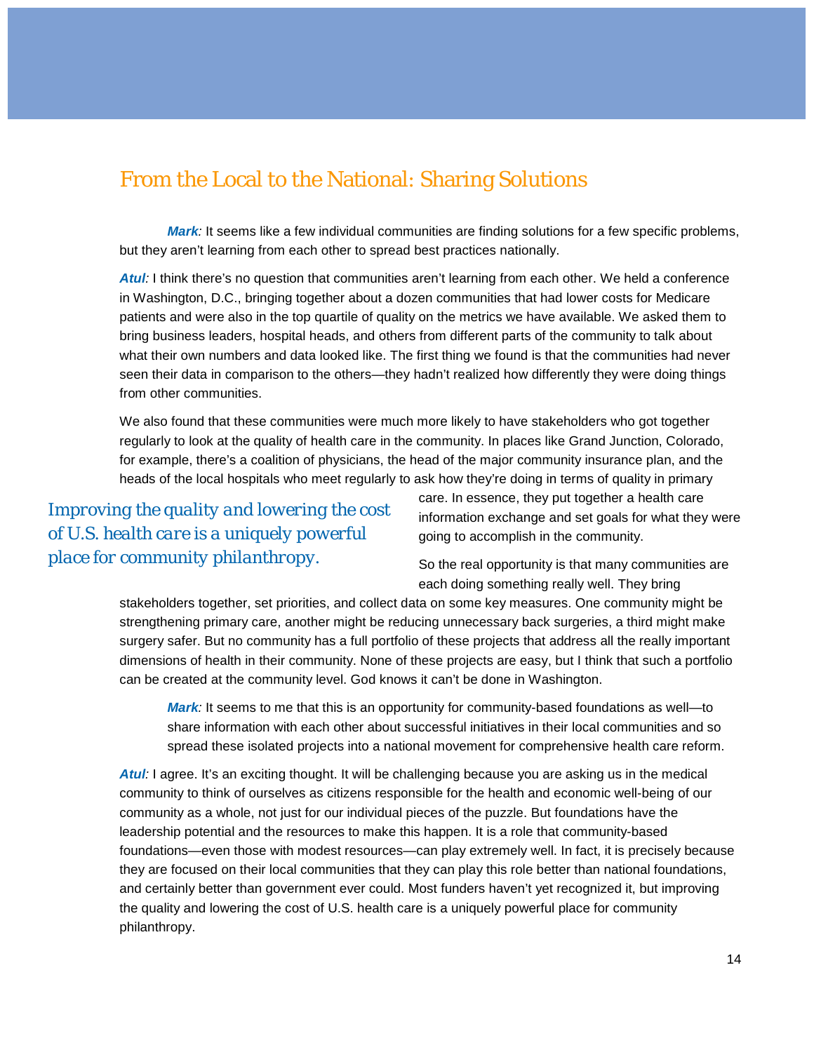## From the Local to the National: Sharing Solutions

***Mark:*** It seems like a few individual communities are finding solutions for a few specific problems, but they aren't learning from each other to spread best practices nationally.

***Atul:*** I think there's no question that communities aren't learning from each other. We held a conference in Washington, D.C., bringing together about a dozen communities that had lower costs for Medicare patients and were also in the top quartile of quality on the metrics we have available. We asked them to bring business leaders, hospital heads, and others from different parts of the community to talk about what their own numbers and data looked like. The first thing we found is that the communities had never seen their data in comparison to the others—they hadn't realized how differently they were doing things from other communities.

We also found that these communities were much more likely to have stakeholders who got together regularly to look at the quality of health care in the community. In places like Grand Junction, Colorado, for example, there's a coalition of physicians, the head of the major community insurance plan, and the heads of the local hospitals who meet regularly to ask how they're doing in terms of quality in primary care. In essence, they put together a health care information exchange and set goals for what they were going to accomplish in the community.

*Improving the quality and lowering the cost of U.S. health care is a uniquely powerful place for community philanthropy.*

So the real opportunity is that many communities are each doing something really well. They bring stakeholders together, set priorities, and collect data on some key measures. One community might be strengthening primary care, another might be reducing unnecessary back surgeries, a third might make surgery safer. But no community has a full portfolio of these projects that address all the really important dimensions of health in their community. None of these projects are easy, but I think that such a portfolio can be created at the community level. God knows it can't be done in Washington.

***Mark:*** It seems to me that this is an opportunity for community-based foundations as well—to share information with each other about successful initiatives in their local communities and so spread these isolated projects into a national movement for comprehensive health care reform.

***Atul:*** I agree. It's an exciting thought. It will be challenging because you are asking us in the medical community to think of ourselves as citizens responsible for the health and economic well-being of our community as a whole, not just for our individual pieces of the puzzle. But foundations have the leadership potential and the resources to make this happen. It is a role that community-based foundations—even those with modest resources—can play extremely well. In fact, it is precisely because they are focused on their local communities that they can play this role better than national foundations, and certainly better than government ever could. Most funders haven't yet recognized it, but improving the quality and lowering the cost of U.S. health care is a uniquely powerful place for community philanthropy.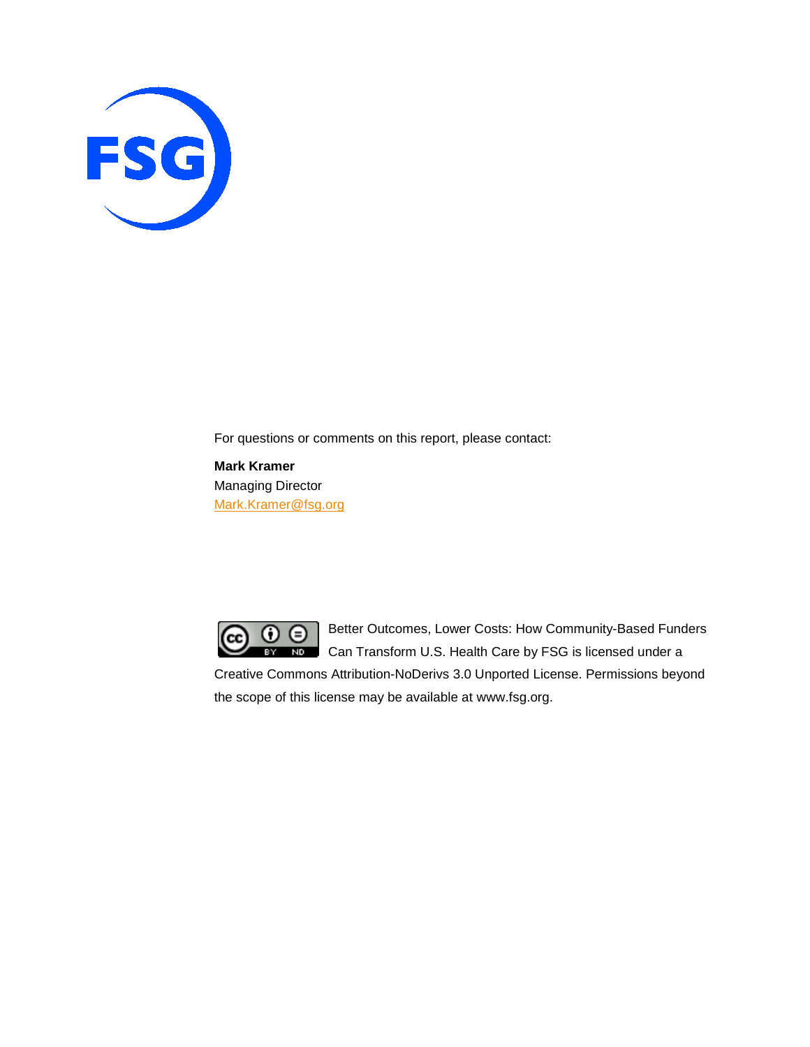FSG

For questions or comments on this report, please contact:

**Mark Kramer**
Managing Director
Mark.Kramer@fsg.org

Better Outcomes, Lower Costs: How Community-Based Funders Can Transform U.S. Health Care by FSG is licensed under a Creative Commons Attribution-NoDerivs 3.0 Unported License. Permissions beyond the scope of this license may be available at www.fsg.org.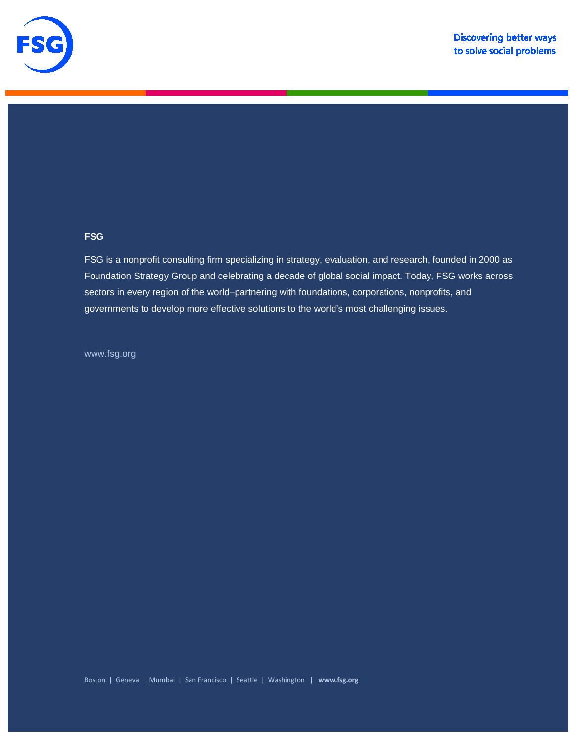Discovering better ways to solve social problems

**FSG**

FSG is a nonprofit consulting firm specializing in strategy, evaluation, and research, founded in 2000 as Foundation Strategy Group and celebrating a decade of global social impact. Today, FSG works across sectors in every region of the world–partnering with foundations, corporations, nonprofits, and governments to develop more effective solutions to the world's most challenging issues.

www.fsg.org

Boston | Geneva | Mumbai | San Francisco | Seattle | Washington | **www.fsg.org**